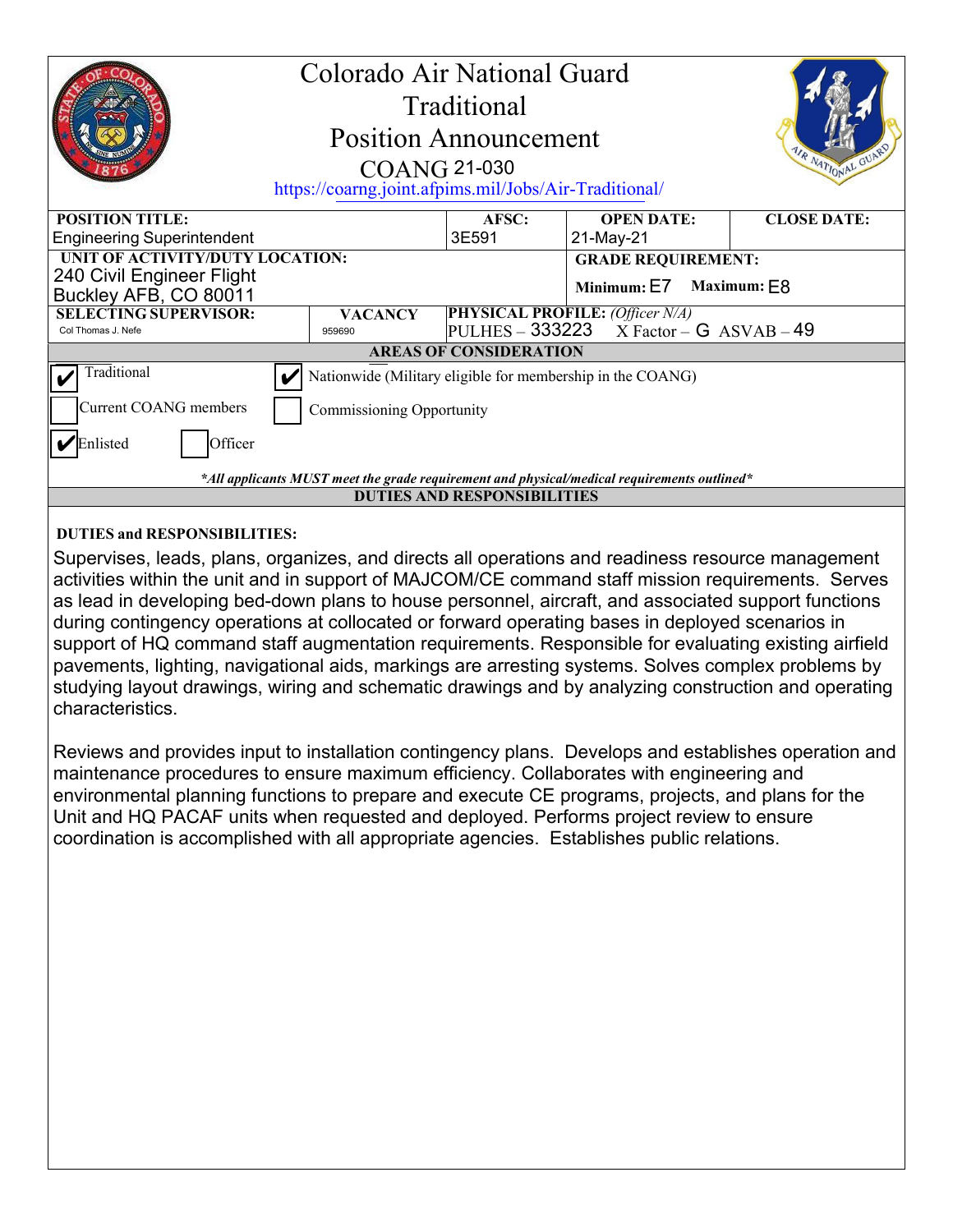# Colorado Air National Guard
## Traditional
## Position Announcement
### COANG 21-030

https://coarng.joint.afpims.mil/Jobs/Air-Traditional/

| POSITION TITLE: | | AFSC: | OPEN DATE: | CLOSE DATE: |
|---|---|---|---|---|
| Engineering Superintendent | | 3E591 | 21-May-21 | |
| **UNIT OF ACTIVITY/DUTY LOCATION:** 240 Civil Engineer Flight Buckley AFB, CO 80011 | | | **GRADE REQUIREMENT:** Minimum: E7 Maximum: E8 | |
| **SELECTING SUPERVISOR:** Col Thomas J. Nefe | **VACANCY** 959690 | **PHYSICAL PROFILE:** *(Officer N/A)* PULHES – 333223 X Factor – G ASVAB – 49 | | |

**AREAS OF CONSIDERATION**

- [x] Traditional
- [x] Nationwide (Military eligible for membership in the COANG)
- [ ] Current COANG members
- [ ] Commissioning Opportunity
- [x] Enlisted
- [ ] Officer

***All applicants MUST meet the grade requirement and physical/medical requirements outlined***

**DUTIES AND RESPONSIBILITIES**

**DUTIES and RESPONSIBILITIES:**

Supervises, leads, plans, organizes, and directs all operations and readiness resource management activities within the unit and in support of MAJCOM/CE command staff mission requirements. Serves as lead in developing bed-down plans to house personnel, aircraft, and associated support functions during contingency operations at collocated or forward operating bases in deployed scenarios in support of HQ command staff augmentation requirements. Responsible for evaluating existing airfield pavements, lighting, navigational aids, markings are arresting systems. Solves complex problems by studying layout drawings, wiring and schematic drawings and by analyzing construction and operating characteristics.

Reviews and provides input to installation contingency plans. Develops and establishes operation and maintenance procedures to ensure maximum efficiency. Collaborates with engineering and environmental planning functions to prepare and execute CE programs, projects, and plans for the Unit and HQ PACAF units when requested and deployed. Performs project review to ensure coordination is accomplished with all appropriate agencies. Establishes public relations.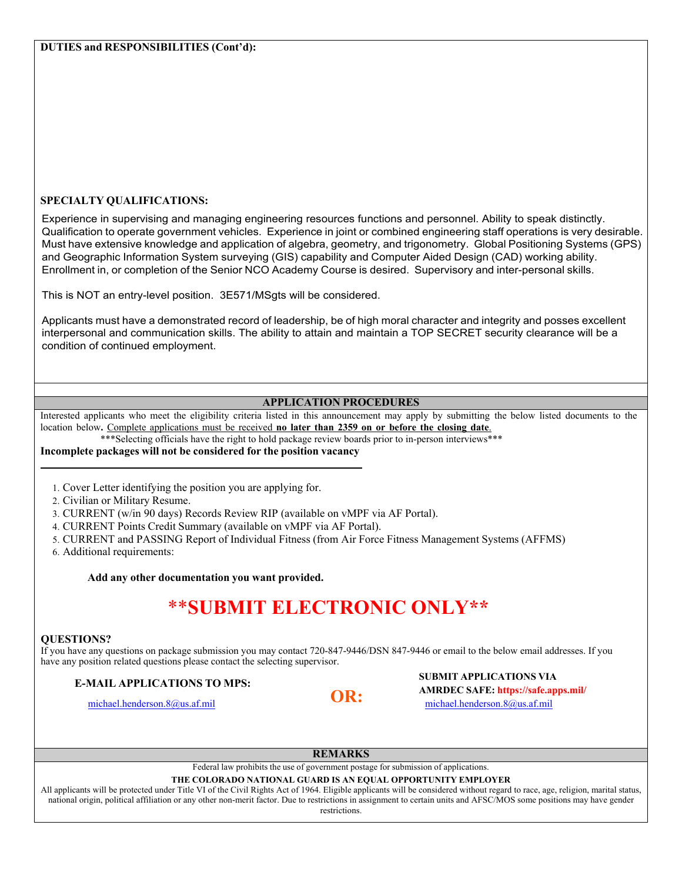**DUTIES and RESPONSIBILITIES (Cont'd):**

**SPECIALTY QUALIFICATIONS:**

Experience in supervising and managing engineering resources functions and personnel. Ability to speak distinctly. Qualification to operate government vehicles. Experience in joint or combined engineering staff operations is very desirable. Must have extensive knowledge and application of algebra, geometry, and trigonometry. Global Positioning Systems (GPS) and Geographic Information System surveying (GIS) capability and Computer Aided Design (CAD) working ability. Enrollment in, or completion of the Senior NCO Academy Course is desired. Supervisory and inter-personal skills.

This is NOT an entry-level position. 3E571/MSgts will be considered.

Applicants must have a demonstrated record of leadership, be of high moral character and integrity and posses excellent interpersonal and communication skills. The ability to attain and maintain a TOP SECRET security clearance will be a condition of continued employment.

## APPLICATION PROCEDURES

Interested applicants who meet the eligibility criteria listed in this announcement may apply by submitting the below listed documents to the location below**.** Complete applications must be received **no later than 2359 on or before the closing date**.

\*\*\*Selecting officials have the right to hold package review boards prior to in-person interviews\*\*\*

**Incomplete packages will not be considered for the position vacancy**

1. Cover Letter identifying the position you are applying for.
2. Civilian or Military Resume.
3. CURRENT (w/in 90 days) Records Review RIP (available on vMPF via AF Portal).
4. CURRENT Points Credit Summary (available on vMPF via AF Portal).
5. CURRENT and PASSING Report of Individual Fitness (from Air Force Fitness Management Systems (AFFMS)
6. Additional requirements:

**Add any other documentation you want provided.**

# \*\*SUBMIT ELECTRONIC ONLY\*\*

**QUESTIONS?**

If you have any questions on package submission you may contact 720-847-9446/DSN 847-9446 or email to the below email addresses. If you have any position related questions please contact the selecting supervisor.

**E-MAIL APPLICATIONS TO MPS:**

michael.henderson.8@us.af.mil

**OR:**

**SUBMIT APPLICATIONS VIA AMRDEC SAFE: https://safe.apps.mil/**

michael.henderson.8@us.af.mil

## REMARKS

Federal law prohibits the use of government postage for submission of applications.

**THE COLORADO NATIONAL GUARD IS AN EQUAL OPPORTUNITY EMPLOYER**

All applicants will be protected under Title VI of the Civil Rights Act of 1964. Eligible applicants will be considered without regard to race, age, religion, marital status, national origin, political affiliation or any other non-merit factor. Due to restrictions in assignment to certain units and AFSC/MOS some positions may have gender restrictions.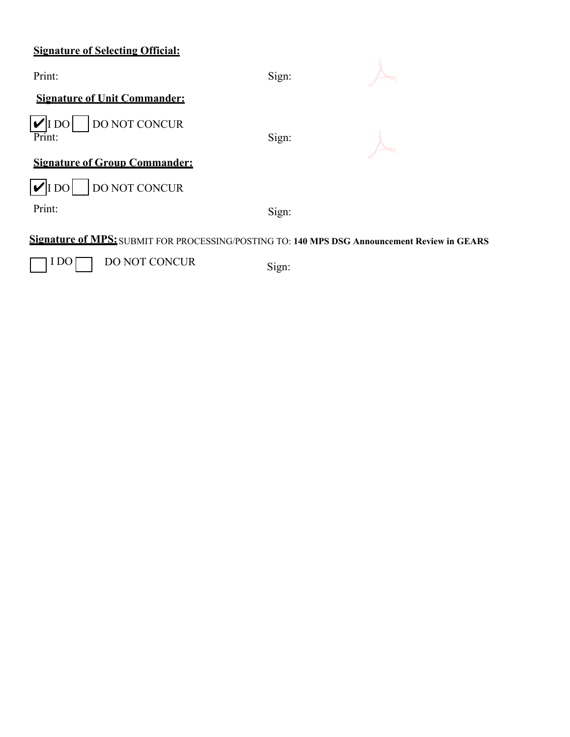**Signature of Selecting Official:**

Print: Sign:

**Signature of Unit Commander:**

☑ I DO ☐ DO NOT CONCUR

Print: Sign:

**Signature of Group Commander:**

☑ I DO ☐ DO NOT CONCUR

Print: Sign:

**Signature of MPS:** SUBMIT FOR PROCESSING/POSTING TO: **140 MPS DSG Announcement Review in GEARS**

☐ I DO ☐ DO NOT CONCUR Sign: